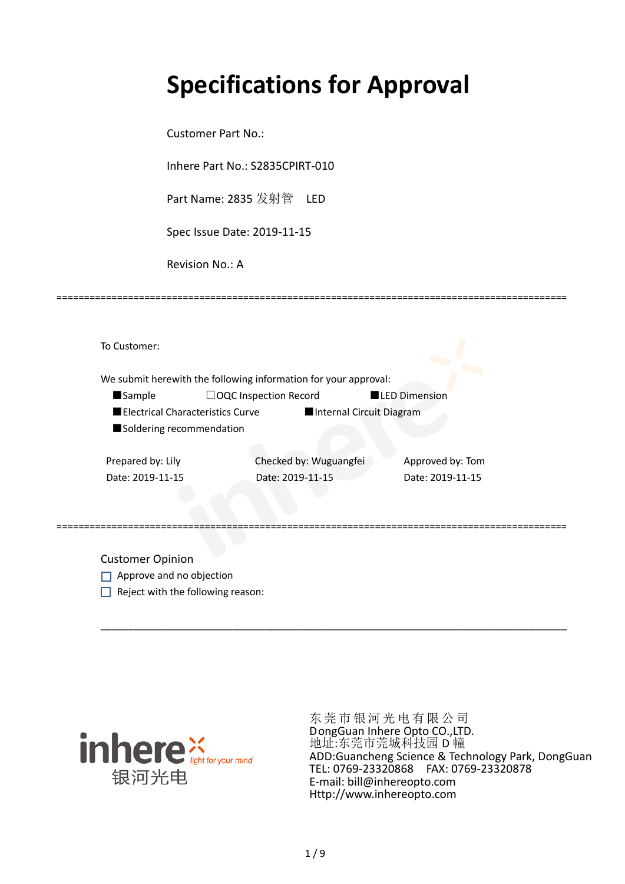# Specifications for Approval

Customer Part No.:

Inhere Part No.: S2835CPIRT-010

Part Name: 2835 发射管　LED

Spec Issue Date: 2019-11-15

Revision No.: A

---

To Customer:

We submit herewith the following information for your approval:

- ■Sample
- ☐OQC Inspection Record
- ■LED Dimension
- ■Electrical Characteristics Curve
- ■Internal Circuit Diagram
- ■Soldering recommendation

| Prepared by: Lily | Checked by: Wuguangfei | Approved by: Tom |
|---|---|---|
| Date: 2019-11-15 | Date: 2019-11-15 | Date: 2019-11-15 |

---

Customer Opinion

☐ Approve and no objection

☐ Reject with the following reason:

______________________________________________________________________________

inhere light for your mind 银河光电

东 莞 市 银 河 光 电 有 限 公 司
DongGuan Inhere Opto CO.,LTD.
地址:东莞市莞城科技园 D 幢
ADD:Guancheng Science & Technology Park, DongGuan
TEL: 0769-23320868　FAX: 0769-23320878
E-mail: bill@inhereopto.com
Http://www.inhereopto.com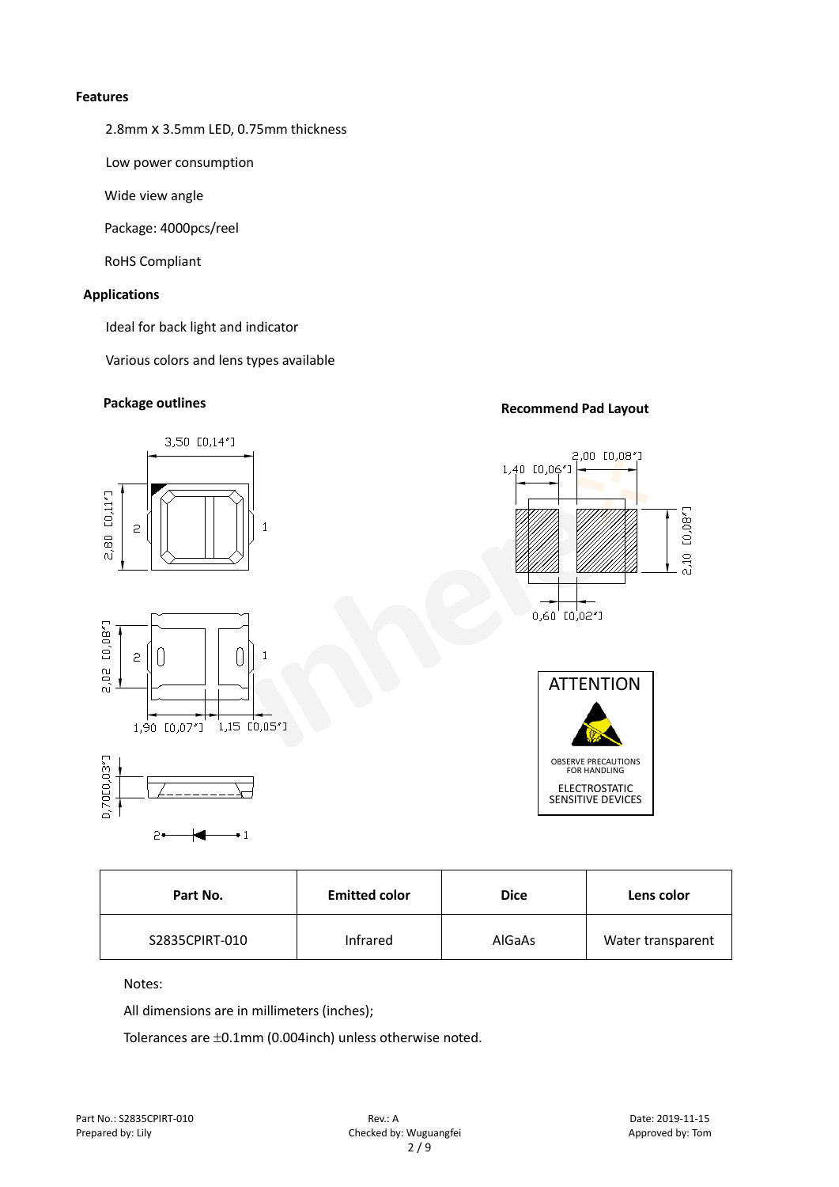**Features**

2.8mm X 3.5mm LED, 0.75mm thickness

Low power consumption

Wide view angle

Package: 4000pcs/reel

RoHS Compliant

**Applications**

Ideal for back light and indicator

Various colors and lens types available

**Package outlines**

**Recommend Pad Layout**

ATTENTION

OBSERVE PRECAUTIONS FOR HANDLING

ELECTROSTATIC SENSITIVE DEVICES

| Part No. | Emitted color | Dice | Lens color |
| --- | --- | --- | --- |
| S2835CPIRT-010 | Infrared | AlGaAs | Water transparent |

Notes:

All dimensions are in millimeters (inches);

Tolerances are ±0.1mm (0.004inch) unless otherwise noted.

Part No.: S2835CPIRT-010 | Rev.: A | Date: 2019-11-15

Prepared by: Lily | Checked by: Wuguangfei | Approved by: Tom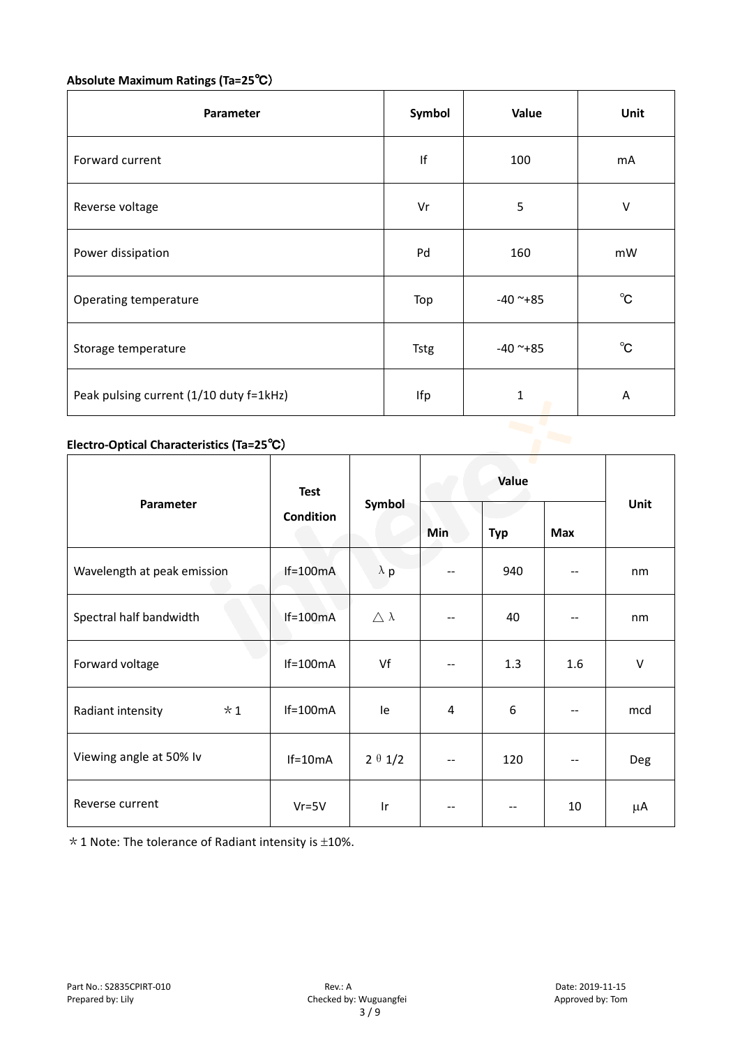**Absolute Maximum Ratings (Ta=25℃)**

| Parameter | Symbol | Value | Unit |
|---|---|---|---|
| Forward current | If | 100 | mA |
| Reverse voltage | Vr | 5 | V |
| Power dissipation | Pd | 160 | mW |
| Operating temperature | Top | -40 ~+85 | ℃ |
| Storage temperature | Tstg | -40 ~+85 | ℃ |
| Peak pulsing current (1/10 duty f=1kHz) | Ifp | 1 | A |

**Electro-Optical Characteristics (Ta=25℃)**

| Parameter | Test Condition | Symbol | Value | | | Unit |
|---|---|---|---|---|---|---|
| | | | Min | Typ | Max | |
| Wavelength at peak emission | If=100mA | λp | -- | 940 | -- | nm |
| Spectral half bandwidth | If=100mA | △λ | -- | 40 | -- | nm |
| Forward voltage | If=100mA | Vf | -- | 1.3 | 1.6 | V |
| Radiant intensity ＊1 | If=100mA | Ie | 4 | 6 | -- | mcd |
| Viewing angle at 50% Iv | If=10mA | 2θ1/2 | -- | 120 | -- | Deg |
| Reverse current | Vr=5V | Ir | -- | -- | 10 | μA |

＊1 Note: The tolerance of Radiant intensity is ±10%.

Part No.: S2835CPIRT-010　　Rev.: A　　Date: 2019-11-15
Prepared by: Lily　　Checked by: Wuguangfei　　Approved by: Tom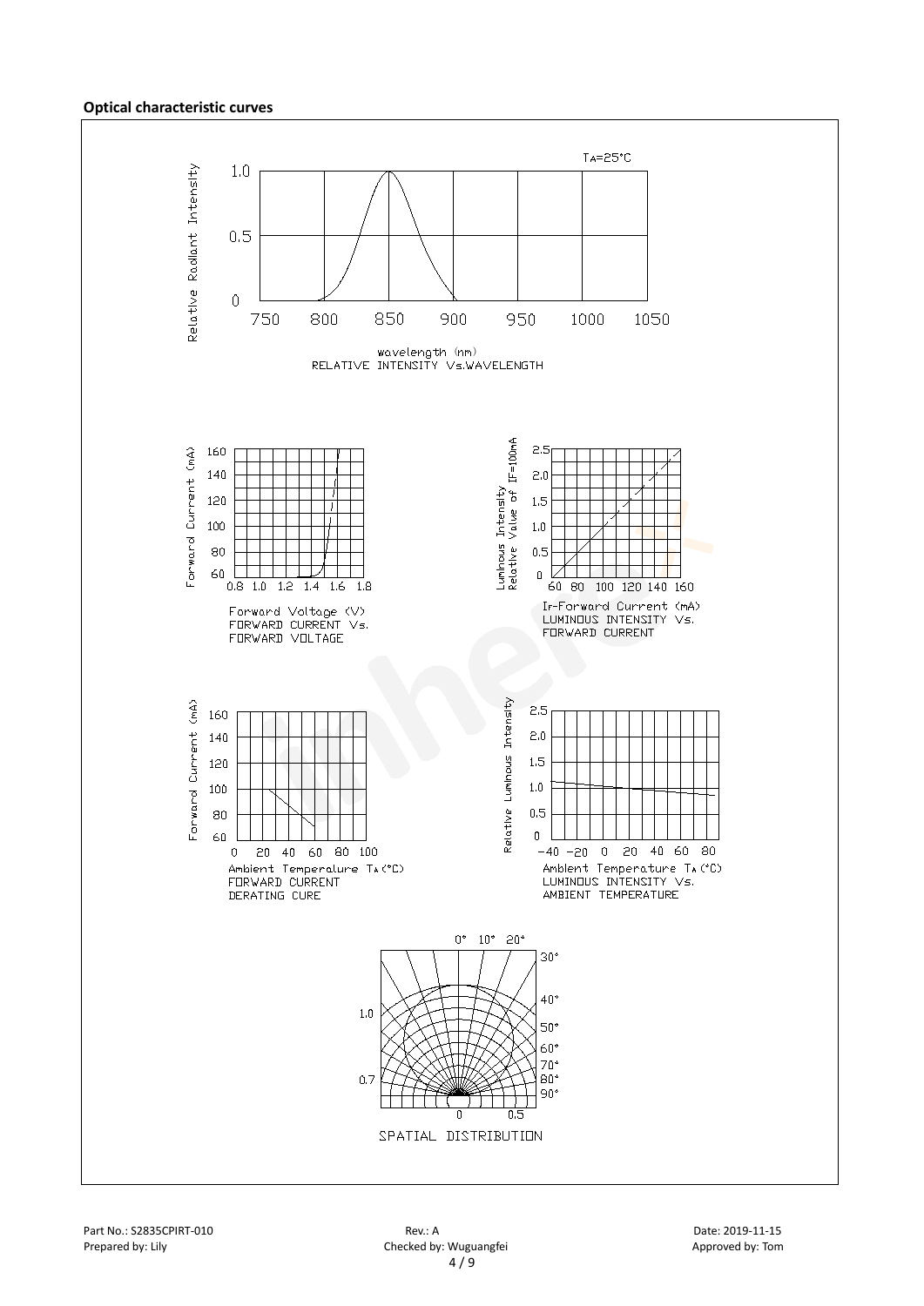### Optical characteristic curves

$T_A$=25°C

Relative Radiant Intensity

wavelength (nm)
RELATIVE INTENSITY Vs.WAVELENGTH

Forward Current (mA)

Forward Voltage (V)
FORWARD CURRENT Vs. FORWARD VOLTAGE

Luminous Intensity Relative Value of IF=100mA

IF-Forward Current (mA)
LUMINOUS INTENSITY Vs. FORWARD CURRENT

Forward Current (mA)

Ambient Temperature $T_A$(°C)
FORWARD CURRENT DERATING CURE

Relative Luminous Intensity

Ambient Temperature $T_A$(°C)
LUMINOUS INTENSITY Vs. AMBIENT TEMPERATURE

SPATIAL DISTRIBUTION

Part No.: S2835CPIRT-010 | Rev.: A | Date: 2019-11-15

Prepared by: Lily | Checked by: Wuguangfei | Approved by: Tom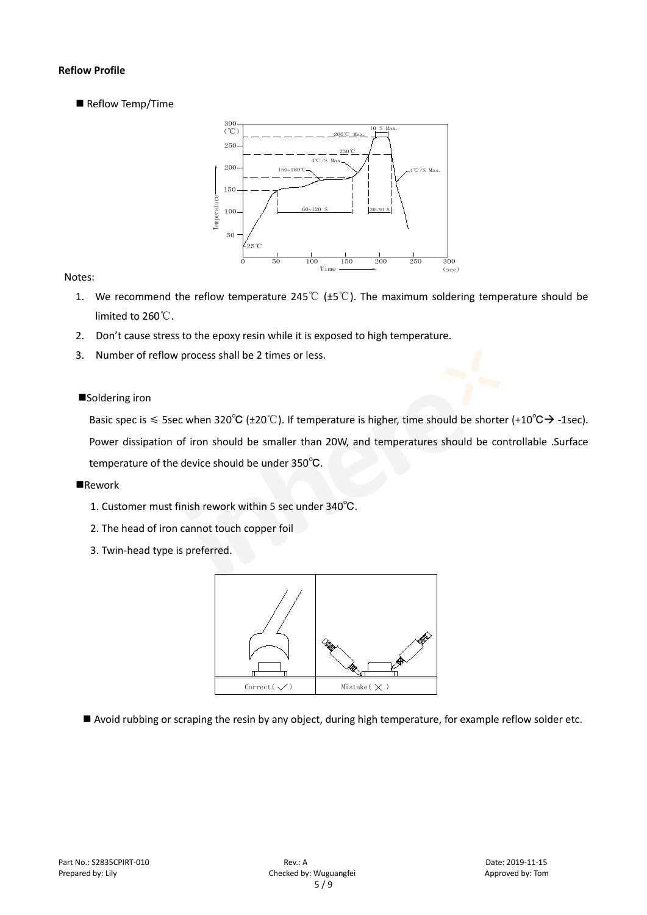**Reflow Profile**

■ Reflow Temp/Time

Notes:

1. We recommend the reflow temperature 245℃ (±5℃). The maximum soldering temperature should be limited to 260℃.
2. Don't cause stress to the epoxy resin while it is exposed to high temperature.
3. Number of reflow process shall be 2 times or less.

■Soldering iron

Basic spec is ≤ 5sec when 320℃ (±20℃). If temperature is higher, time should be shorter (+10℃→ -1sec). Power dissipation of iron should be smaller than 20W, and temperatures should be controllable .Surface temperature of the device should be under 350℃.

■Rework

1. Customer must finish rework within 5 sec under 340℃.
2. The head of iron cannot touch copper foil
3. Twin-head type is preferred.

■ Avoid rubbing or scraping the resin by any object, during high temperature, for example reflow solder etc.

Part No.: S2835CPIRT-010　　Rev.: A　　Date: 2019-11-15

Prepared by: Lily　　Checked by: Wuguangfei　　Approved by: Tom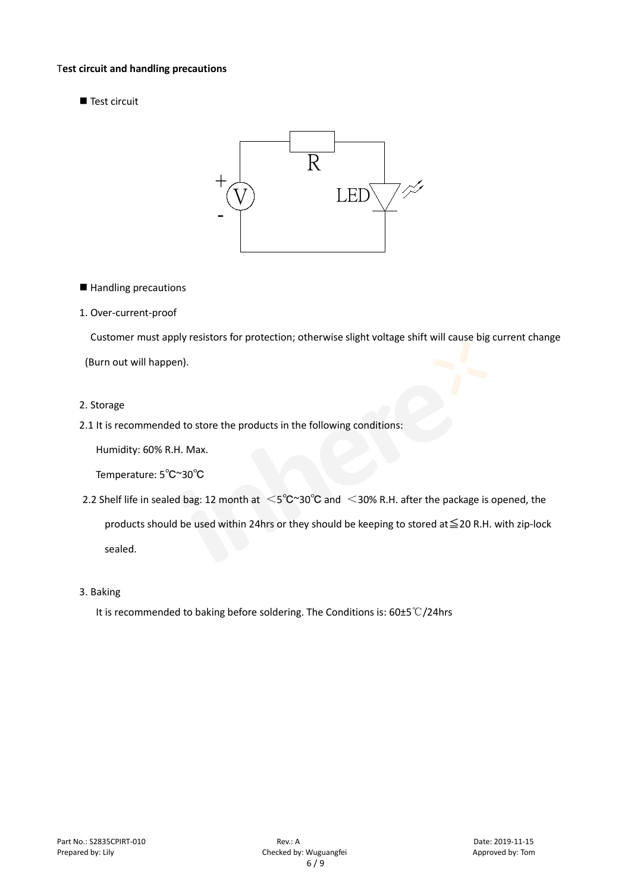**Test circuit and handling precautions**

■ Test circuit

R

+ V -

LED

■ Handling precautions

1. Over-current-proof

Customer must apply resistors for protection; otherwise slight voltage shift will cause big current change (Burn out will happen).

2. Storage

2.1 It is recommended to store the products in the following conditions:

Humidity: 60% R.H. Max.

Temperature: 5℃~30℃

2.2 Shelf life in sealed bag: 12 month at <5℃~30℃ and <30% R.H. after the package is opened, the products should be used within 24hrs or they should be keeping to stored at≦20 R.H. with zip-lock sealed.

3. Baking

It is recommended to baking before soldering. The Conditions is: 60±5℃/24hrs

Part No.: S2835CPIRT-010 Rev.: A Date: 2019-11-15
Prepared by: Lily Checked by: Wuguangfei Approved by: Tom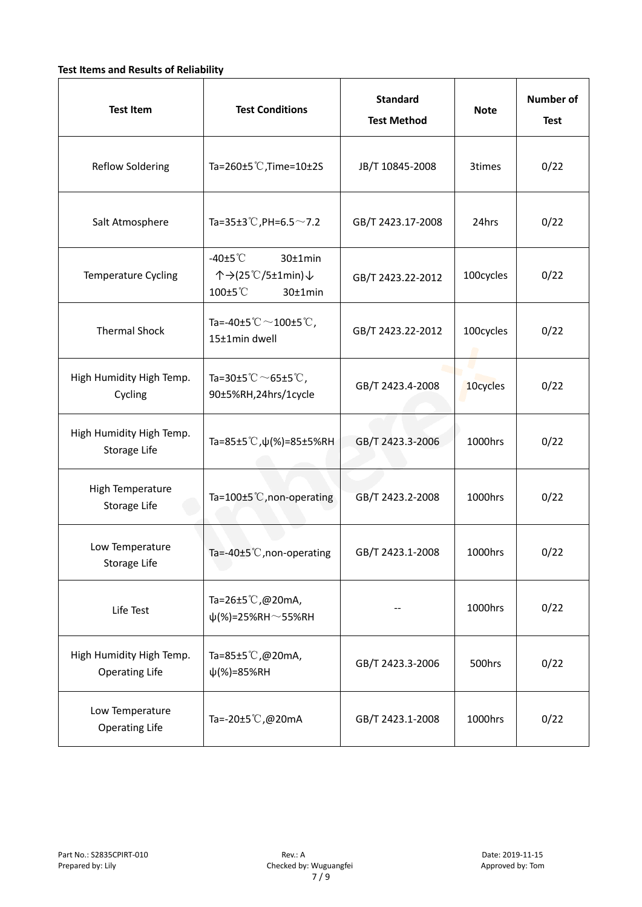**Test Items and Results of Reliability**

| Test Item | Test Conditions | Standard Test Method | Note | Number of Test |
|---|---|---|---|---|
| Reflow Soldering | Ta=260±5℃,Time=10±2S | JB/T 10845-2008 | 3times | 0/22 |
| Salt Atmosphere | Ta=35±3℃,PH=6.5～7.2 | GB/T 2423.17-2008 | 24hrs | 0/22 |
| Temperature Cycling | -40±5℃ 30±1min ↑→(25℃/5±1min)↓ 100±5℃ 30±1min | GB/T 2423.22-2012 | 100cycles | 0/22 |
| Thermal Shock | Ta=-40±5℃～100±5℃, 15±1min dwell | GB/T 2423.22-2012 | 100cycles | 0/22 |
| High Humidity High Temp. Cycling | Ta=30±5℃～65±5℃, 90±5%RH,24hrs/1cycle | GB/T 2423.4-2008 | 10cycles | 0/22 |
| High Humidity High Temp. Storage Life | Ta=85±5℃,ψ(%)=85±5%RH | GB/T 2423.3-2006 | 1000hrs | 0/22 |
| High Temperature Storage Life | Ta=100±5℃,non-operating | GB/T 2423.2-2008 | 1000hrs | 0/22 |
| Low Temperature Storage Life | Ta=-40±5℃,non-operating | GB/T 2423.1-2008 | 1000hrs | 0/22 |
| Life Test | Ta=26±5℃,@20mA, ψ(%)=25%RH～55%RH | -- | 1000hrs | 0/22 |
| High Humidity High Temp. Operating Life | Ta=85±5℃,@20mA, ψ(%)=85%RH | GB/T 2423.3-2006 | 500hrs | 0/22 |
| Low Temperature Operating Life | Ta=-20±5℃,@20mA | GB/T 2423.1-2008 | 1000hrs | 0/22 |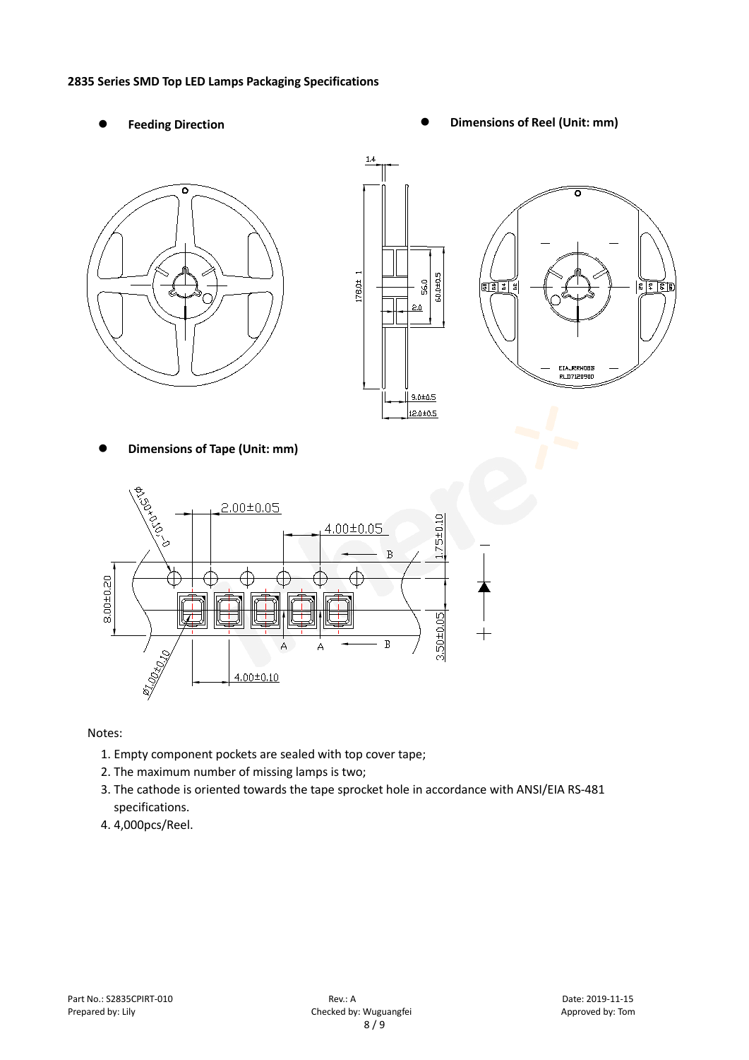**2835 Series SMD Top LED Lamps Packaging Specifications**

- **Feeding Direction**
- **Dimensions of Reel (Unit: mm)**

- **Dimensions of Tape (Unit: mm)**

Notes:

1. Empty component pockets are sealed with top cover tape;
2. The maximum number of missing lamps is two;
3. The cathode is oriented towards the tape sprocket hole in accordance with ANSI/EIA RS-481 specifications.
4. 4,000pcs/Reel.

Part No.: S2835CPIRT-010 Rev.: A Date: 2019-11-15
Prepared by: Lily Checked by: Wuguangfei Approved by: Tom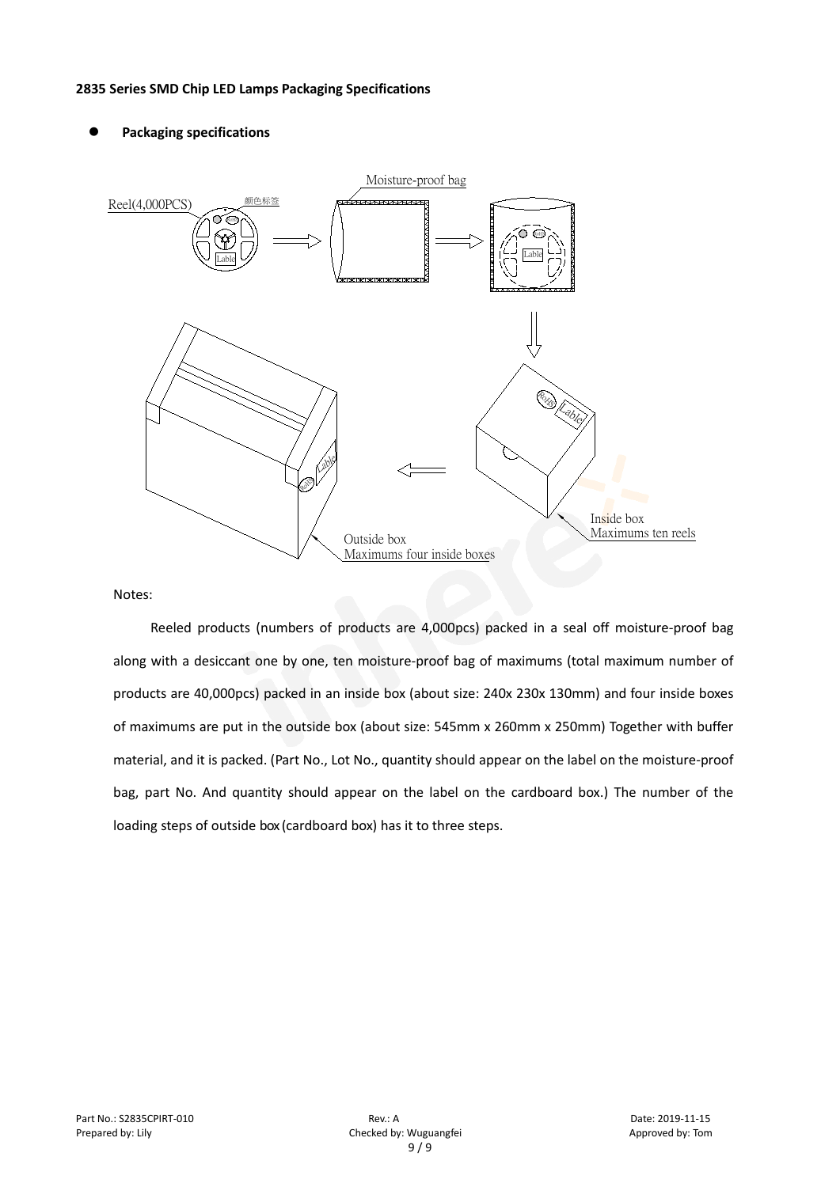**2835 Series SMD Chip LED Lamps Packaging Specifications**

- **Packaging specifications**

Reel(4,000PCS)

颜色标签

Moisture-proof bag

Lable

Inside box
Maximums ten reels

Outside box
Maximums four inside boxes

Notes:

Reeled products (numbers of products are 4,000pcs) packed in a seal off moisture-proof bag along with a desiccant one by one, ten moisture-proof bag of maximums (total maximum number of products are 40,000pcs) packed in an inside box (about size: 240x 230x 130mm) and four inside boxes of maximums are put in the outside box (about size: 545mm x 260mm x 250mm) Together with buffer material, and it is packed. (Part No., Lot No., quantity should appear on the label on the moisture-proof bag, part No. And quantity should appear on the label on the cardboard box.) The number of the loading steps of outside box (cardboard box) has it to three steps.

Part No.: S2835CPIRT-010　　Rev.: A　　Date: 2019-11-15
Prepared by: Lily　　Checked by: Wuguangfei　　Approved by: Tom